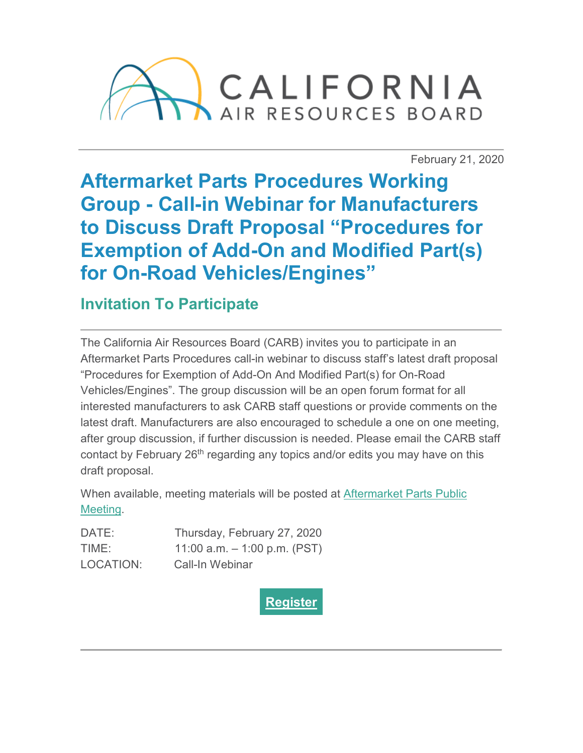CALIFORNIA AIR RESOURCES BOARD

February 21, 2020

# Aftermarket Parts Procedures Working Group - Call-in Webinar for Manufacturers to Discuss Draft Proposal "Procedures for Exemption of Add-On and Modified Part(s) for On-Road Vehicles/Engines"

## Invitation To Participate

The California Air Resources Board (CARB) invites you to participate in an Aftermarket Parts Procedures call-in webinar to discuss staff's latest draft proposal "Procedures for Exemption of Add-On And Modified Part(s) for On-Road Vehicles/Engines". The group discussion will be an open forum format for all interested manufacturers to ask CARB staff questions or provide comments on the latest draft. Manufacturers are also encouraged to schedule a one on one meeting, after group discussion, if further discussion is needed. Please email the CARB staff contact by February 26th regarding any topics and/or edits you may have on this draft proposal.

When available, meeting materials will be posted at Aftermarket Parts Public Meeting.

DATE: Thursday, February 27, 2020
TIME: 11:00 a.m. – 1:00 p.m. (PST)
LOCATION: Call-In Webinar

**Register**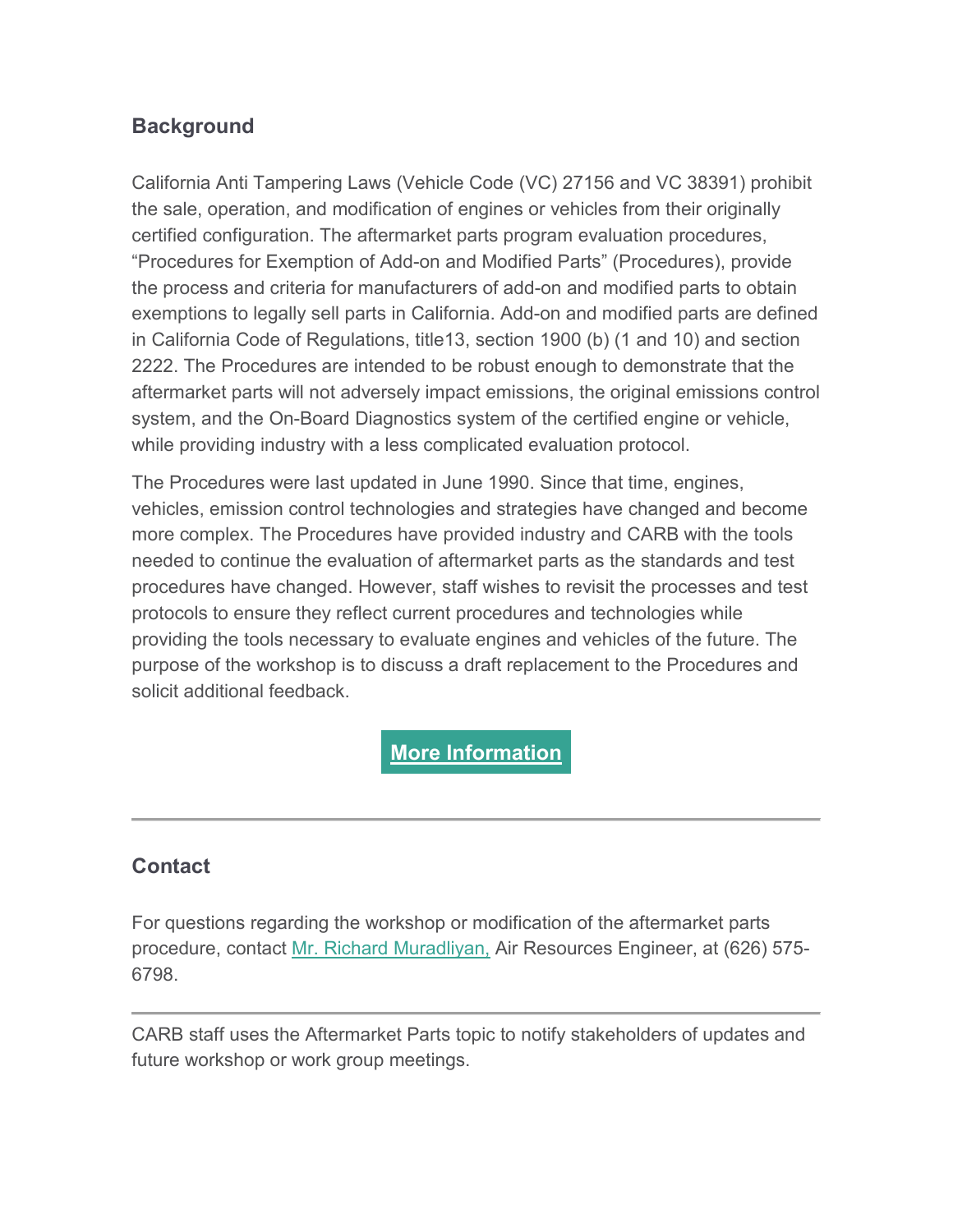## Background

California Anti Tampering Laws (Vehicle Code (VC) 27156 and VC 38391) prohibit the sale, operation, and modification of engines or vehicles from their originally certified configuration. The aftermarket parts program evaluation procedures, "Procedures for Exemption of Add-on and Modified Parts" (Procedures), provide the process and criteria for manufacturers of add-on and modified parts to obtain exemptions to legally sell parts in California. Add-on and modified parts are defined in California Code of Regulations, title13, section 1900 (b) (1 and 10) and section 2222. The Procedures are intended to be robust enough to demonstrate that the aftermarket parts will not adversely impact emissions, the original emissions control system, and the On-Board Diagnostics system of the certified engine or vehicle, while providing industry with a less complicated evaluation protocol.

The Procedures were last updated in June 1990. Since that time, engines, vehicles, emission control technologies and strategies have changed and become more complex. The Procedures have provided industry and CARB with the tools needed to continue the evaluation of aftermarket parts as the standards and test procedures have changed. However, staff wishes to revisit the processes and test protocols to ensure they reflect current procedures and technologies while providing the tools necessary to evaluate engines and vehicles of the future. The purpose of the workshop is to discuss a draft replacement to the Procedures and solicit additional feedback.

**More Information**

---

## Contact

For questions regarding the workshop or modification of the aftermarket parts procedure, contact Mr. Richard Muradliyan, Air Resources Engineer, at (626) 575-6798.

---

CARB staff uses the Aftermarket Parts topic to notify stakeholders of updates and future workshop or work group meetings.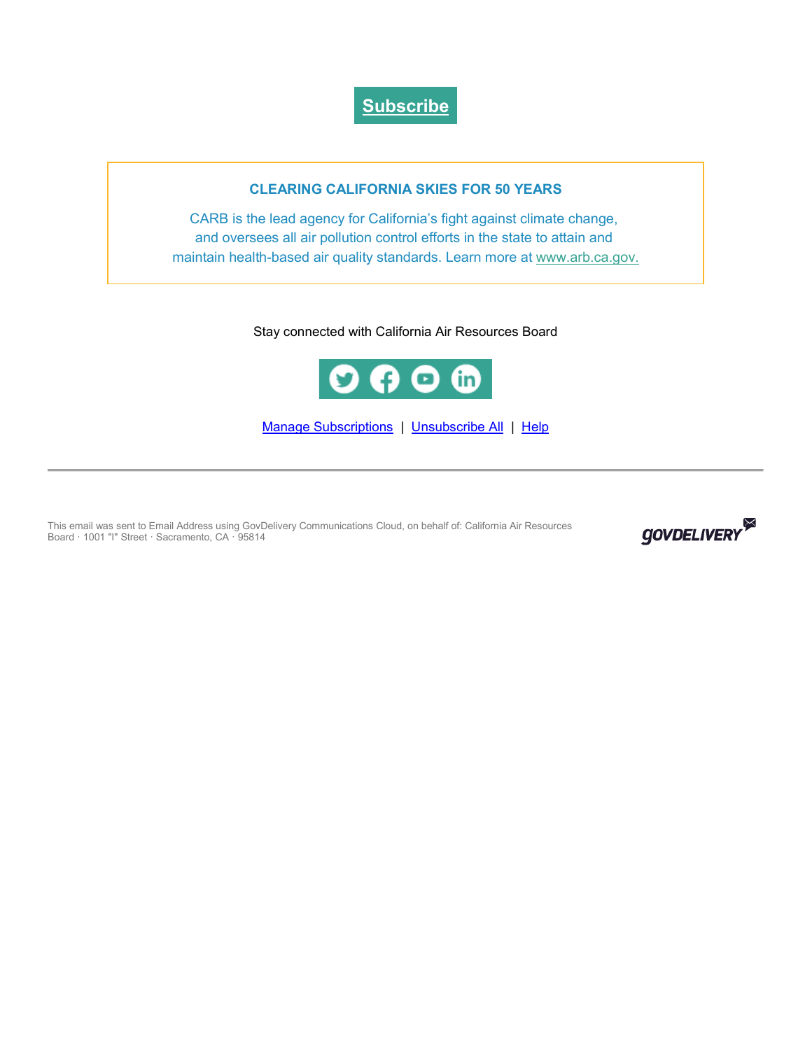Subscribe

**CLEARING CALIFORNIA SKIES FOR 50 YEARS**

CARB is the lead agency for California's fight against climate change, and oversees all air pollution control efforts in the state to attain and maintain health-based air quality standards. Learn more at www.arb.ca.gov.

Stay connected with California Air Resources Board

Manage Subscriptions | Unsubscribe All | Help

---

This email was sent to Email Address using GovDelivery Communications Cloud, on behalf of: California Air Resources Board · 1001 "I" Street · Sacramento, CA · 95814

GOVDELIVERY